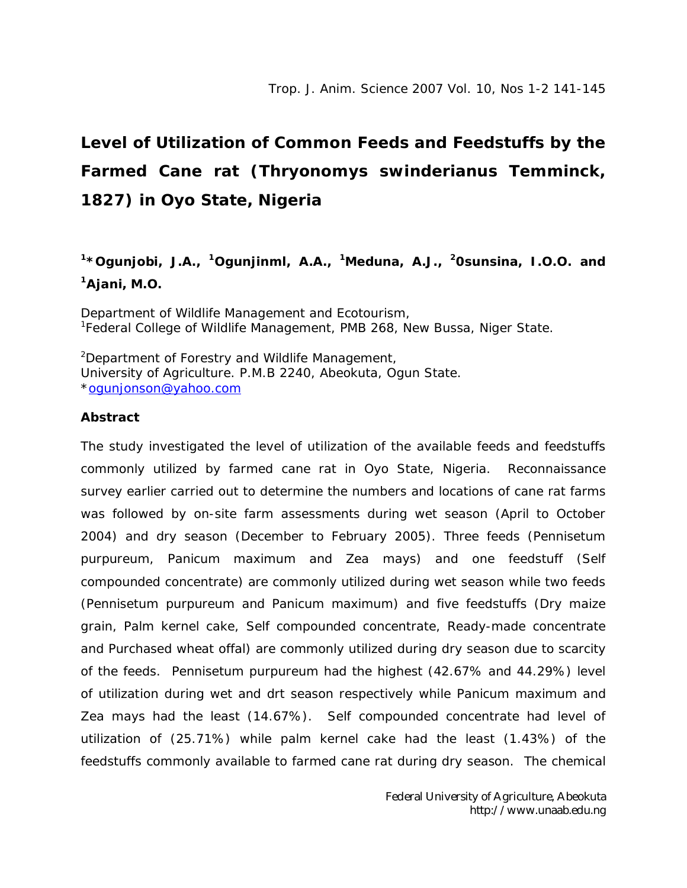# Level of Utilization of Common Feeds and Feedstuffs by the Farmed Cane rat (Thryonomys swinderianus Temminck, 1827) in Oyo State, Nigeria

**[1]*Ogunjobi, J.A., [1]Ogunjinml, A.A., [1]Meduna, A.J., [2]0sunsina, I.O.O. and [1]Ajani, M.O.**

Department of Wildlife Management and Ecotourism,
[1]Federal College of Wildlife Management, PMB 268, New Bussa, Niger State.

[2]Department of Forestry and Wildlife Management,
University of Agriculture. P.M.B 2240, Abeokuta, Ogun State.
*ogunjonson@yahoo.com

**Abstract**

The study investigated the level of utilization of the available feeds and feedstuffs commonly utilized by farmed cane rat in Oyo State, Nigeria. Reconnaissance survey earlier carried out to determine the numbers and locations of cane rat farms was followed by on-site farm assessments during wet season (April to October 2004) and dry season (December to February 2005). Three feeds (Pennisetum purpureum, Panicum maximum and Zea mays) and one feedstuff (Self compounded concentrate) are commonly utilized during wet season while two feeds (Pennisetum purpureum and Panicum maximum) and five feedstuffs (Dry maize grain, Palm kernel cake, Self compounded concentrate, Ready-made concentrate and Purchased wheat offal) are commonly utilized during dry season due to scarcity of the feeds. Pennisetum purpureum had the highest (42.67% and 44.29%) level of utilization during wet and drt season respectively while Panicum maximum and Zea mays had the least (14.67%). Self compounded concentrate had level of utilization of (25.71%) while palm kernel cake had the least (1.43%) of the feedstuffs commonly available to farmed cane rat during dry season. The chemical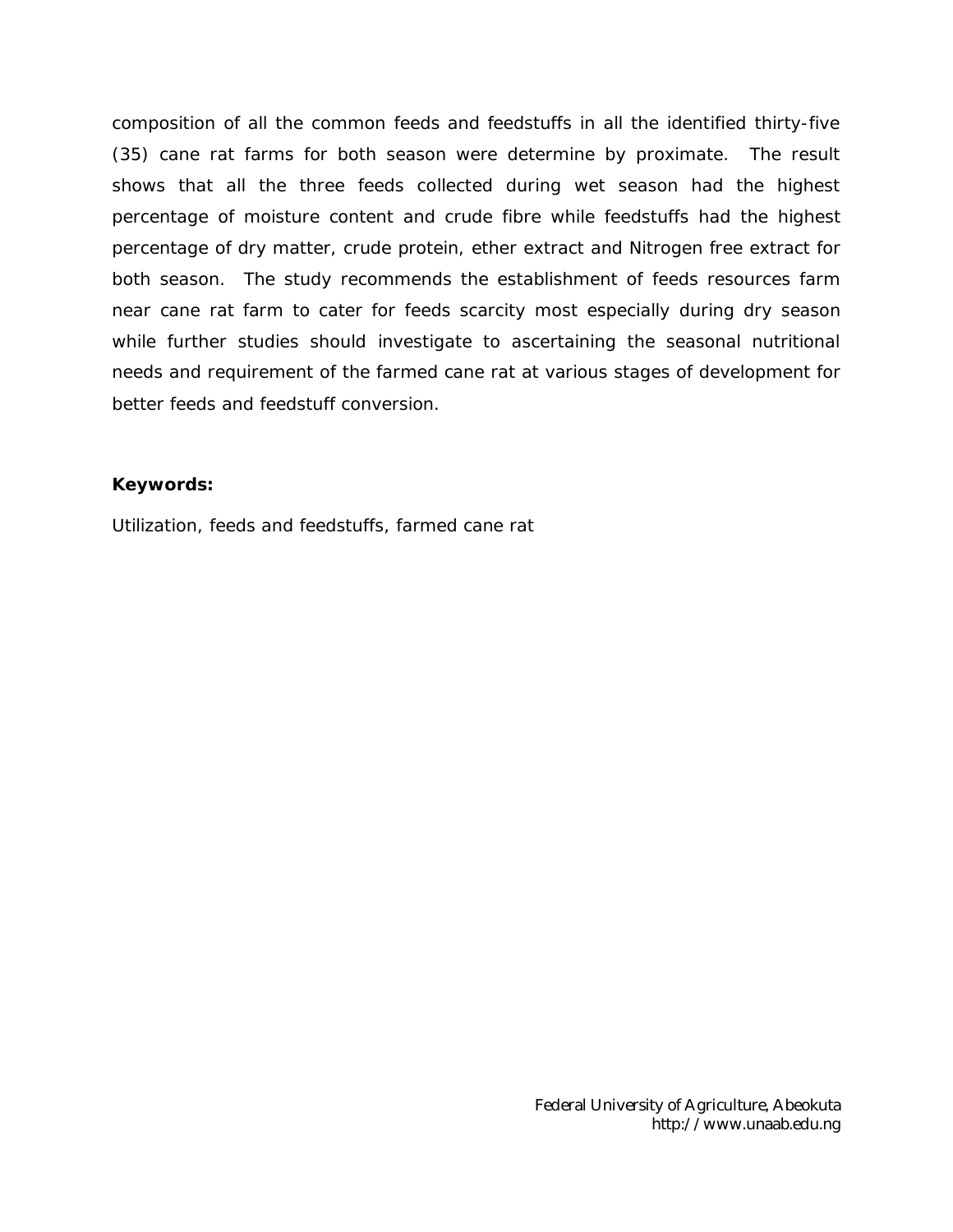composition of all the common feeds and feedstuffs in all the identified thirty-five (35) cane rat farms for both season were determine by proximate. The result shows that all the three feeds collected during wet season had the highest percentage of moisture content and crude fibre while feedstuffs had the highest percentage of dry matter, crude protein, ether extract and Nitrogen free extract for both season. The study recommends the establishment of feeds resources farm near cane rat farm to cater for feeds scarcity most especially during dry season while further studies should investigate to ascertaining the seasonal nutritional needs and requirement of the farmed cane rat at various stages of development for better feeds and feedstuff conversion.

**Keywords:**

Utilization, feeds and feedstuffs, farmed cane rat